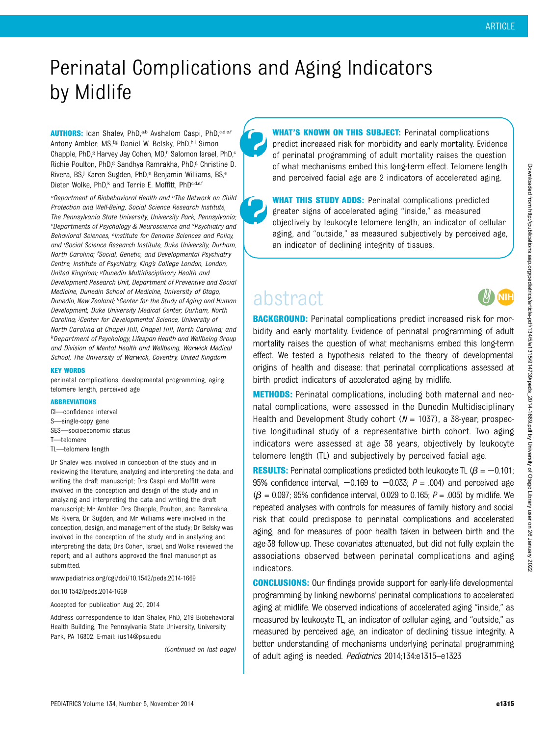# Perinatal Complications and Aging Indicators by Midlife

**AUTHORS:** Idan Shalev, PhD,[a,b] Avshalom Caspi, PhD,[c,d,e,f] Antony Ambler, MS,[f,g] Daniel W. Belsky, PhD,[h,i] Simon Chapple, PhD,[g] Harvey Jay Cohen, MD,[h] Salomon Israel, PhD,[c] Richie Poulton, PhD,[g] Sandhya Ramrakha, PhD,[g] Christine D. Rivera, BS,[j] Karen Sugden, PhD,[e] Benjamin Williams, BS,[e] Dieter Wolke, PhD,[k] and Terrie E. Moffitt, PhD[c,d,e,f]

[a]Department of Biobehavioral Health and [b]The Network on Child Protection and Well-Being, Social Science Research Institute, The Pennsylvania State University, University Park, Pennsylvania; [c]Departments of Psychology & Neuroscience and [d]Psychiatry and Behavioral Sciences, [e]Institute for Genome Sciences and Policy, and [i]Social Science Research Institute, Duke University, Durham, North Carolina; [f]Social, Genetic, and Developmental Psychiatry Centre, Institute of Psychiatry, King's College London, London, United Kingdom; [g]Dunedin Multidisciplinary Health and Development Research Unit, Department of Preventive and Social Medicine, Dunedin School of Medicine, University of Otago, Dunedin, New Zealand; [h]Center for the Study of Aging and Human Development, Duke University Medical Center, Durham, North Carolina; [j]Center for Developmental Science, University of North Carolina at Chapel Hill, Chapel Hill, North Carolina; and [k]Department of Psychology, Lifespan Health and Wellbeing Group and Division of Mental Health and Wellbeing, Warwick Medical School, The University of Warwick, Coventry, United Kingdom

**KEY WORDS**

perinatal complications, developmental programming, aging, telomere length, perceived age

**ABBREVIATIONS**

CI—confidence interval
S—single-copy gene
SES—socioeconomic status
T—telomere
TL—telomere length

Dr Shalev was involved in conception of the study and in reviewing the literature, analyzing and interpreting the data, and writing the draft manuscript; Drs Caspi and Moffitt were involved in the conception and design of the study and in analyzing and interpreting the data and writing the draft manuscript; Mr Ambler, Drs Chapple, Poulton, and Ramrakha, Ms Rivera, Dr Sugden, and Mr Williams were involved in the conception, design, and management of the study; Dr Belsky was involved in the conception of the study and in analyzing and interpreting the data; Drs Cohen, Israel, and Wolke reviewed the report; and all authors approved the final manuscript as submitted.

www.pediatrics.org/cgi/doi/10.1542/peds.2014-1669

doi:10.1542/peds.2014-1669

Accepted for publication Aug 20, 2014

Address correspondence to Idan Shalev, PhD, 219 Biobehavioral Health Building, The Pennsylvania State University, University Park, PA 16802. E-mail: ius14@psu.edu

*(Continued on last page)*

**WHAT'S KNOWN ON THIS SUBJECT:** Perinatal complications predict increased risk for morbidity and early mortality. Evidence of perinatal programming of adult mortality raises the question of what mechanisms embed this long-term effect. Telomere length and perceived facial age are 2 indicators of accelerated aging.

**WHAT THIS STUDY ADDS:** Perinatal complications predicted greater signs of accelerated aging "inside," as measured objectively by leukocyte telomere length, an indicator of cellular aging, and "outside," as measured subjectively by perceived age, an indicator of declining integrity of tissues.

## abstract

**BACKGROUND:** Perinatal complications predict increased risk for morbidity and early mortality. Evidence of perinatal programming of adult mortality raises the question of what mechanisms embed this long-term effect. We tested a hypothesis related to the theory of developmental origins of health and disease: that perinatal complications assessed at birth predict indicators of accelerated aging by midlife.

**METHODS:** Perinatal complications, including both maternal and neonatal complications, were assessed in the Dunedin Multidisciplinary Health and Development Study cohort ($N$ = 1037), a 38-year, prospective longitudinal study of a representative birth cohort. Two aging indicators were assessed at age 38 years, objectively by leukocyte telomere length (TL) and subjectively by perceived facial age.

**RESULTS:** Perinatal complications predicted both leukocyte TL ($\beta = -0.101$; 95% confidence interval, $-0.169$ to $-0.033$; $P$ = .004) and perceived age ($\beta = 0.097$; 95% confidence interval, 0.029 to 0.165; $P$ = .005) by midlife. We repeated analyses with controls for measures of family history and social risk that could predispose to perinatal complications and accelerated aging, and for measures of poor health taken in between birth and the age-38 follow-up. These covariates attenuated, but did not fully explain the associations observed between perinatal complications and aging indicators.

**CONCLUSIONS:** Our findings provide support for early-life developmental programming by linking newborns' perinatal complications to accelerated aging at midlife. We observed indications of accelerated aging "inside," as measured by leukocyte TL, an indicator of cellular aging, and "outside," as measured by perceived age, an indicator of declining tissue integrity. A better understanding of mechanisms underlying perinatal programming of adult aging is needed. *Pediatrics* 2014;134:e1315–e1323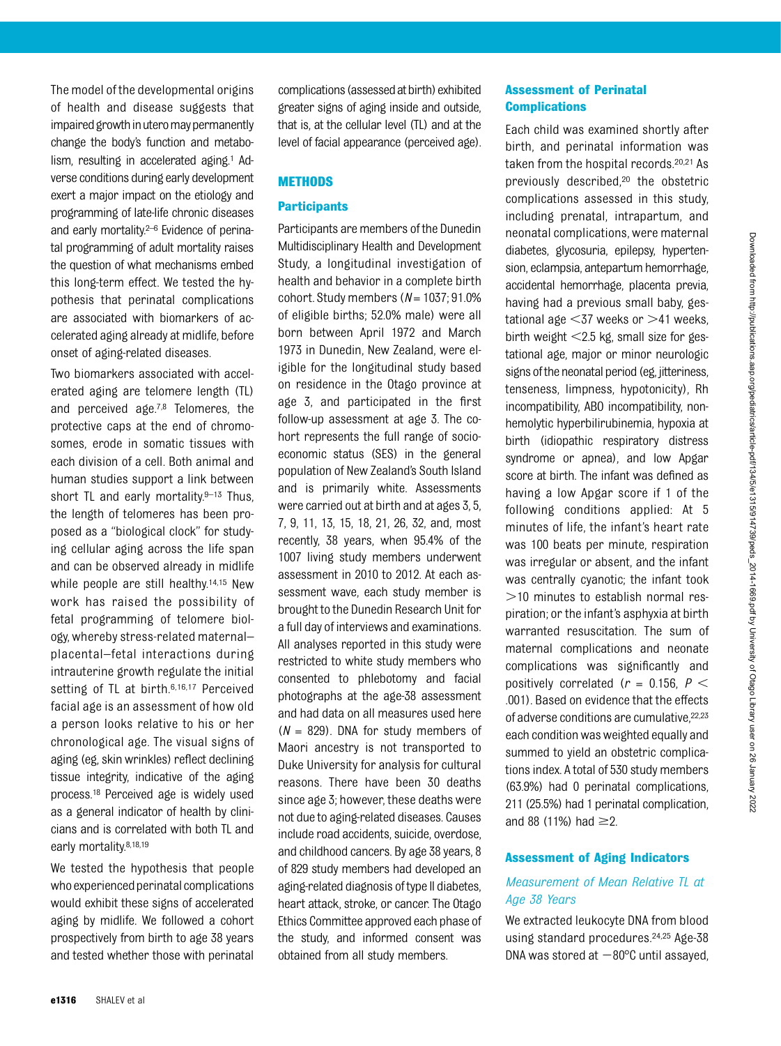The model of the developmental origins of health and disease suggests that impaired growth in utero may permanently change the body's function and metabolism, resulting in accelerated aging.[1] Adverse conditions during early development exert a major impact on the etiology and programming of late-life chronic diseases and early mortality.[2–6] Evidence of perinatal programming of adult mortality raises the question of what mechanisms embed this long-term effect. We tested the hypothesis that perinatal complications are associated with biomarkers of accelerated aging already at midlife, before onset of aging-related diseases.

Two biomarkers associated with accelerated aging are telomere length (TL) and perceived age.[7,8] Telomeres, the protective caps at the end of chromosomes, erode in somatic tissues with each division of a cell. Both animal and human studies support a link between short TL and early mortality.[9–13] Thus, the length of telomeres has been proposed as a "biological clock" for studying cellular aging across the life span and can be observed already in midlife while people are still healthy.[14,15] New work has raised the possibility of fetal programming of telomere biology, whereby stress-related maternal–placental–fetal interactions during intrauterine growth regulate the initial setting of TL at birth.[6,16,17] Perceived facial age is an assessment of how old a person looks relative to his or her chronological age. The visual signs of aging (eg, skin wrinkles) reflect declining tissue integrity, indicative of the aging process.[18] Perceived age is widely used as a general indicator of health by clinicians and is correlated with both TL and early mortality.[8,18,19]

We tested the hypothesis that people who experienced perinatal complications would exhibit these signs of accelerated aging by midlife. We followed a cohort prospectively from birth to age 38 years and tested whether those with perinatal complications (assessed at birth) exhibited greater signs of aging inside and outside, that is, at the cellular level (TL) and at the level of facial appearance (perceived age).

## METHODS

### Participants

Participants are members of the Dunedin Multidisciplinary Health and Development Study, a longitudinal investigation of health and behavior in a complete birth cohort. Study members ($N = 1037$; 91.0% of eligible births; 52.0% male) were all born between April 1972 and March 1973 in Dunedin, New Zealand, were eligible for the longitudinal study based on residence in the Otago province at age 3, and participated in the first follow-up assessment at age 3. The cohort represents the full range of socioeconomic status (SES) in the general population of New Zealand's South Island and is primarily white. Assessments were carried out at birth and at ages 3, 5, 7, 9, 11, 13, 15, 18, 21, 26, 32, and, most recently, 38 years, when 95.4% of the 1007 living study members underwent assessment in 2010 to 2012. At each assessment wave, each study member is brought to the Dunedin Research Unit for a full day of interviews and examinations. All analyses reported in this study were restricted to white study members who consented to phlebotomy and facial photographs at the age-38 assessment and had data on all measures used here ($N = 829$). DNA for study members of Maori ancestry is not transported to Duke University for analysis for cultural reasons. There have been 30 deaths since age 3; however, these deaths were not due to aging-related diseases. Causes include road accidents, suicide, overdose, and childhood cancers. By age 38 years, 8 of 829 study members had developed an aging-related diagnosis of type II diabetes, heart attack, stroke, or cancer. The Otago Ethics Committee approved each phase of the study, and informed consent was obtained from all study members.

### Assessment of Perinatal Complications

Each child was examined shortly after birth, and perinatal information was taken from the hospital records.[20,21] As previously described,[20] the obstetric complications assessed in this study, including prenatal, intrapartum, and neonatal complications, were maternal diabetes, glycosuria, epilepsy, hypertension, eclampsia, antepartum hemorrhage, accidental hemorrhage, placenta previa, having had a previous small baby, gestational age <37 weeks or >41 weeks, birth weight <2.5 kg, small size for gestational age, major or minor neurologic signs of the neonatal period (eg, jitteriness, tenseness, limpness, hypotonicity), Rh incompatibility, ABO incompatibility, nonhemolytic hyperbilirubinemia, hypoxia at birth (idiopathic respiratory distress syndrome or apnea), and low Apgar score at birth. The infant was defined as having a low Apgar score if 1 of the following conditions applied: At 5 minutes of life, the infant's heart rate was 100 beats per minute, respiration was irregular or absent, and the infant was centrally cyanotic; the infant took >10 minutes to establish normal respiration; or the infant's asphyxia at birth warranted resuscitation. The sum of maternal complications and neonate complications was significantly and positively correlated ($r = 0.156$, $P < .001$). Based on evidence that the effects of adverse conditions are cumulative,[22,23] each condition was weighted equally and summed to yield an obstetric complications index. A total of 530 study members (63.9%) had 0 perinatal complications, 211 (25.5%) had 1 perinatal complication, and 88 (11%) had ≥2.

### Assessment of Aging Indicators

#### *Measurement of Mean Relative TL at Age 38 Years*

We extracted leukocyte DNA from blood using standard procedures.[24,25] Age-38 DNA was stored at −80°C until assayed,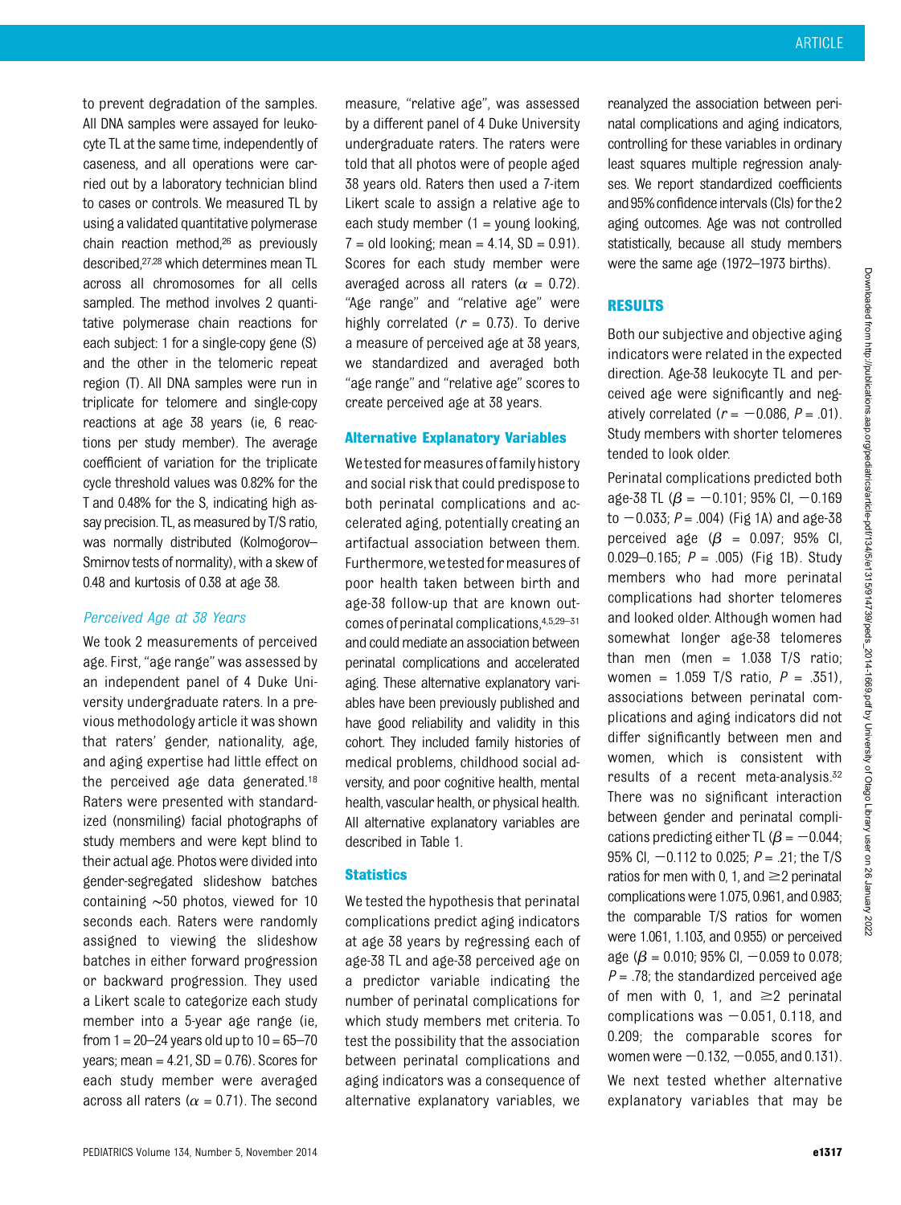to prevent degradation of the samples. All DNA samples were assayed for leukocyte TL at the same time, independently of caseness, and all operations were carried out by a laboratory technician blind to cases or controls. We measured TL by using a validated quantitative polymerase chain reaction method,[26] as previously described,[27,28] which determines mean TL across all chromosomes for all cells sampled. The method involves 2 quantitative polymerase chain reactions for each subject: 1 for a single-copy gene (S) and the other in the telomeric repeat region (T). All DNA samples were run in triplicate for telomere and single-copy reactions at age 38 years (ie, 6 reactions per study member). The average coefficient of variation for the triplicate cycle threshold values was 0.82% for the T and 0.48% for the S, indicating high assay precision. TL, as measured by T/S ratio, was normally distributed (Kolmogorov–Smirnov tests of normality), with a skew of 0.48 and kurtosis of 0.38 at age 38.

### *Perceived Age at 38 Years*

We took 2 measurements of perceived age. First, "age range" was assessed by an independent panel of 4 Duke University undergraduate raters. In a previous methodology article it was shown that raters' gender, nationality, age, and aging expertise had little effect on the perceived age data generated.[18] Raters were presented with standardized (nonsmiling) facial photographs of study members and were kept blind to their actual age. Photos were divided into gender-segregated slideshow batches containing ~50 photos, viewed for 10 seconds each. Raters were randomly assigned to viewing the slideshow batches in either forward progression or backward progression. They used a Likert scale to categorize each study member into a 5-year age range (ie, from 1 = 20–24 years old up to 10 = 65–70 years; mean = 4.21, SD = 0.76). Scores for each study member were averaged across all raters ($\alpha$ = 0.71). The second measure, "relative age", was assessed by a different panel of 4 Duke University undergraduate raters. The raters were told that all photos were of people aged 38 years old. Raters then used a 7-item Likert scale to assign a relative age to each study member (1 = young looking, 7 = old looking; mean = 4.14, SD = 0.91). Scores for each study member were averaged across all raters ($\alpha$ = 0.72). "Age range" and "relative age" were highly correlated ($r$ = 0.73). To derive a measure of perceived age at 38 years, we standardized and averaged both "age range" and "relative age" scores to create perceived age at 38 years.

### Alternative Explanatory Variables

We tested for measures of family history and social risk that could predispose to both perinatal complications and accelerated aging, potentially creating an artifactual association between them. Furthermore, we tested for measures of poor health taken between birth and age-38 follow-up that are known outcomes of perinatal complications,[4,5,29–31] and could mediate an association between perinatal complications and accelerated aging. These alternative explanatory variables have been previously published and have good reliability and validity in this cohort. They included family histories of medical problems, childhood social adversity, and poor cognitive health, mental health, vascular health, or physical health. All alternative explanatory variables are described in Table 1.

### Statistics

We tested the hypothesis that perinatal complications predict aging indicators at age 38 years by regressing each of age-38 TL and age-38 perceived age on a predictor variable indicating the number of perinatal complications for which study members met criteria. To test the possibility that the association between perinatal complications and aging indicators was a consequence of alternative explanatory variables, we reanalyzed the association between perinatal complications and aging indicators, controlling for these variables in ordinary least squares multiple regression analyses. We report standardized coefficients and 95% confidence intervals (CIs) for the 2 aging outcomes. Age was not controlled statistically, because all study members were the same age (1972–1973 births).

## RESULTS

Both our subjective and objective aging indicators were related in the expected direction. Age-38 leukocyte TL and perceived age were significantly and negatively correlated ($r$ = −0.086, $P$ = .01). Study members with shorter telomeres tended to look older.

Perinatal complications predicted both age-38 TL ($\beta$ = −0.101; 95% CI, −0.169 to −0.033; $P$ = .004) (Fig 1A) and age-38 perceived age ($\beta$ = 0.097; 95% CI, 0.029–0.165; $P$ = .005) (Fig 1B). Study members who had more perinatal complications had shorter telomeres and looked older. Although women had somewhat longer age-38 telomeres than men (men = 1.038 T/S ratio; women = 1.059 T/S ratio, $P$ = .351), associations between perinatal complications and aging indicators did not differ significantly between men and women, which is consistent with results of a recent meta-analysis.[32] There was no significant interaction between gender and perinatal complications predicting either TL ($\beta$ = −0.044; 95% CI, −0.112 to 0.025; $P$ = .21; the T/S ratios for men with 0, 1, and ≥2 perinatal complications were 1.075, 0.961, and 0.983; the comparable T/S ratios for women were 1.061, 1.103, and 0.955) or perceived age ($\beta$ = 0.010; 95% CI, −0.059 to 0.078; $P$ = .78; the standardized perceived age of men with 0, 1, and ≥2 perinatal complications was −0.051, 0.118, and 0.209; the comparable scores for women were −0.132, −0.055, and 0.131).

We next tested whether alternative explanatory variables that may be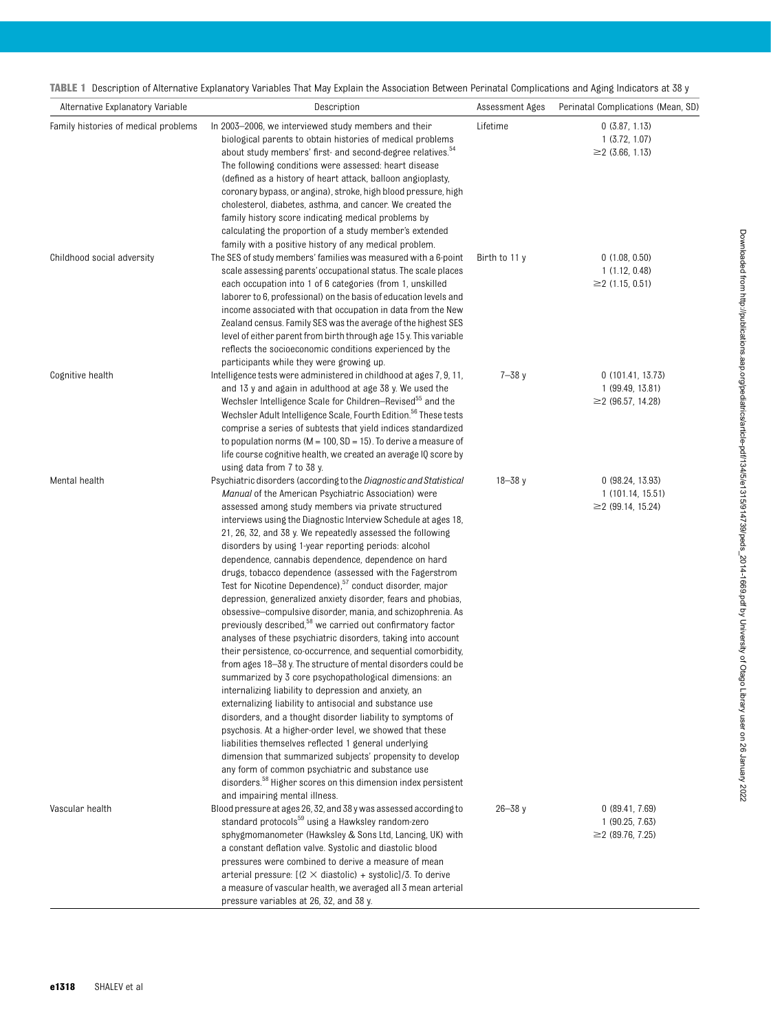**TABLE 1** Description of Alternative Explanatory Variables That May Explain the Association Between Perinatal Complications and Aging Indicators at 38 y

| Alternative Explanatory Variable | Description | Assessment Ages | Perinatal Complications (Mean, SD) |
|---|---|---|---|
| Family histories of medical problems | In 2003–2006, we interviewed study members and their biological parents to obtain histories of medical problems about study members' first- and second-degree relatives.[54] The following conditions were assessed: heart disease (defined as a history of heart attack, balloon angioplasty, coronary bypass, or angina), stroke, high blood pressure, high cholesterol, diabetes, asthma, and cancer. We created the family history score indicating medical problems by calculating the proportion of a study member's extended family with a positive history of any medical problem. | Lifetime | 0 (3.87, 1.13)<br>1 (3.72, 1.07)<br>≥2 (3.66, 1.13) |
| Childhood social adversity | The SES of study members' families was measured with a 6-point scale assessing parents' occupational status. The scale places each occupation into 1 of 6 categories (from 1, unskilled laborer to 6, professional) on the basis of education levels and income associated with that occupation in data from the New Zealand census. Family SES was the average of the highest SES level of either parent from birth through age 15 y. This variable reflects the socioeconomic conditions experienced by the participants while they were growing up. | Birth to 11 y | 0 (1.08, 0.50)<br>1 (1.12, 0.48)<br>≥2 (1.15, 0.51) |
| Cognitive health | Intelligence tests were administered in childhood at ages 7, 9, 11, and 13 y and again in adulthood at age 38 y. We used the Wechsler Intelligence Scale for Children–Revised[55] and the Wechsler Adult Intelligence Scale, Fourth Edition.[56] These tests comprise a series of subtests that yield indices standardized to population norms (M = 100, SD = 15). To derive a measure of life course cognitive health, we created an average IQ score by using data from 7 to 38 y. | 7–38 y | 0 (101.41, 13.73)<br>1 (99.49, 13.81)<br>≥2 (96.57, 14.28) |
| Mental health | Psychiatric disorders (according to the *Diagnostic and Statistical Manual* of the American Psychiatric Association) were assessed among study members via private structured interviews using the Diagnostic Interview Schedule at ages 18, 21, 26, 32, and 38 y. We repeatedly assessed the following disorders by using 1-year reporting periods: alcohol dependence, cannabis dependence, dependence on hard drugs, tobacco dependence (assessed with the Fagerstrom Test for Nicotine Dependence),[57] conduct disorder, major depression, generalized anxiety disorder, fears and phobias, obsessive–compulsive disorder, mania, and schizophrenia. As previously described,[58] we carried out confirmatory factor analyses of these psychiatric disorders, taking into account their persistence, co-occurrence, and sequential comorbidity, from ages 18–38 y. The structure of mental disorders could be summarized by 3 core psychopathological dimensions: an internalizing liability to depression and anxiety, an externalizing liability to antisocial and substance use disorders, and a thought disorder liability to symptoms of psychosis. At a higher-order level, we showed that these liabilities themselves reflected 1 general underlying dimension that summarized subjects' propensity to develop any form of common psychiatric and substance use disorders.[58] Higher scores on this dimension index persistent and impairing mental illness. | 18–38 y | 0 (98.24, 13.93)<br>1 (101.14, 15.51)<br>≥2 (99.14, 15.24) |
| Vascular health | Blood pressure at ages 26, 32, and 38 y was assessed according to standard protocols[59] using a Hawksley random-zero sphygmomanometer (Hawksley & Sons Ltd, Lancing, UK) with a constant deflation valve. Systolic and diastolic blood pressures were combined to derive a measure of mean arterial pressure: $[(2 \times \text{diastolic}) + \text{systolic}]/3$. To derive a measure of vascular health, we averaged all 3 mean arterial pressure variables at 26, 32, and 38 y. | 26–38 y | 0 (89.41, 7.69)<br>1 (90.25, 7.63)<br>≥2 (89.76, 7.25) |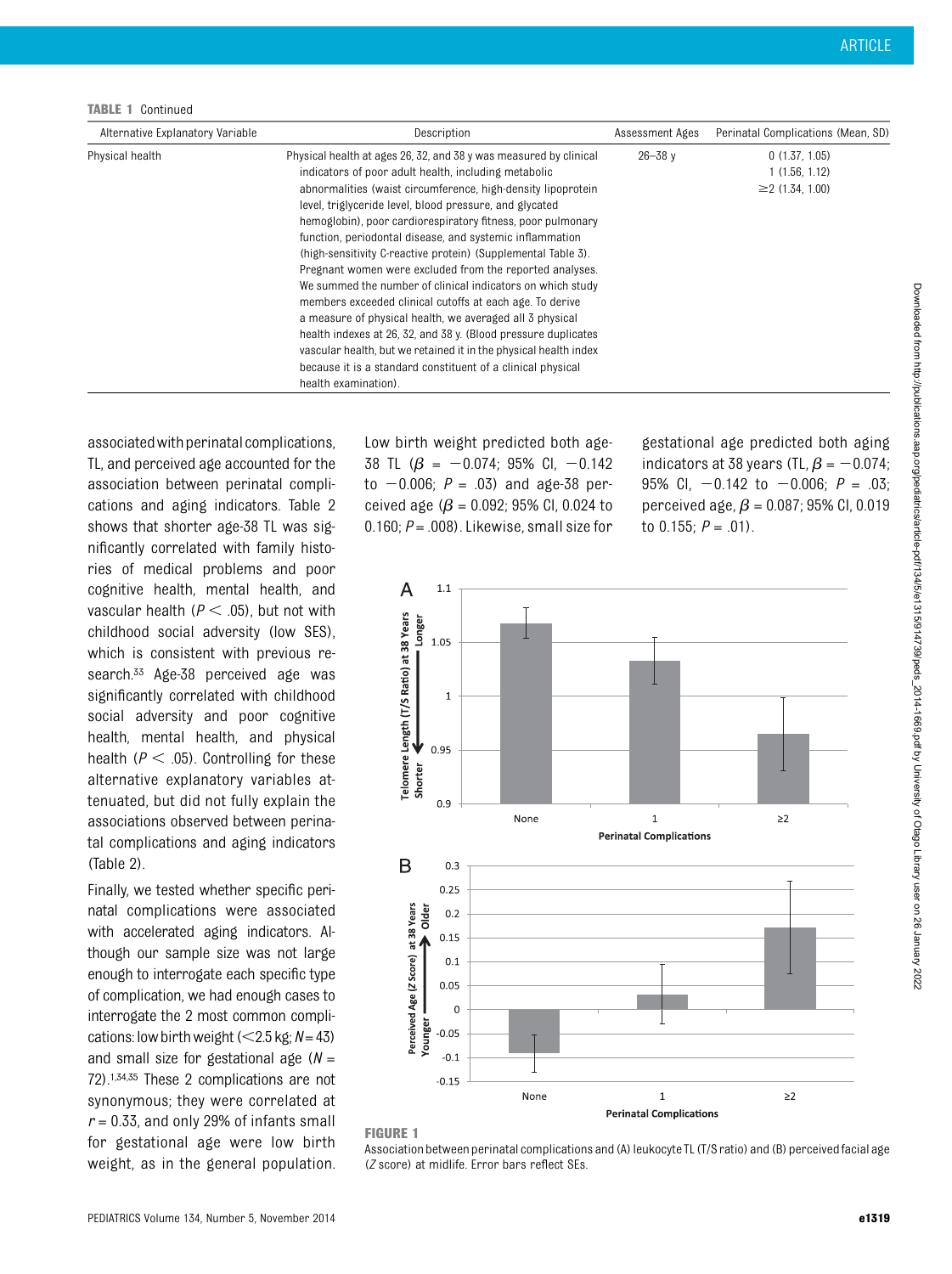**TABLE 1** Continued

| Alternative Explanatory Variable | Description | Assessment Ages | Perinatal Complications (Mean, SD) |
|---|---|---|---|
| Physical health | Physical health at ages 26, 32, and 38 y was measured by clinical indicators of poor adult health, including metabolic abnormalities (waist circumference, high-density lipoprotein level, triglyceride level, blood pressure, and glycated hemoglobin), poor cardiorespiratory fitness, poor pulmonary function, periodontal disease, and systemic inflammation (high-sensitivity C-reactive protein) (Supplemental Table 3). Pregnant women were excluded from the reported analyses. We summed the number of clinical indicators on which study members exceeded clinical cutoffs at each age. To derive a measure of physical health, we averaged all 3 physical health indexes at 26, 32, and 38 y. (Blood pressure duplicates vascular health, but we retained it in the physical health index because it is a standard constituent of a clinical physical health examination). | 26–38 y | 0 (1.37, 1.05)<br>1 (1.56, 1.12)<br>≥2 (1.34, 1.00) |

associated with perinatal complications, TL, and perceived age accounted for the association between perinatal complications and aging indicators. Table 2 shows that shorter age-38 TL was significantly correlated with family histories of medical problems and poor cognitive health, mental health, and vascular health ($P < .05$), but not with childhood social adversity (low SES), which is consistent with previous research.[33] Age-38 perceived age was significantly correlated with childhood social adversity and poor cognitive health, mental health, and physical health ($P < .05$). Controlling for these alternative explanatory variables attenuated, but did not fully explain the associations observed between perinatal complications and aging indicators (Table 2).

Finally, we tested whether specific perinatal complications were associated with accelerated aging indicators. Although our sample size was not large enough to interrogate each specific type of complication, we had enough cases to interrogate the 2 most common complications: low birth weight (<2.5 kg; $N = 43$) and small size for gestational age ($N = 72$).[1,34,35] These 2 complications are not synonymous; they were correlated at $r = 0.33$, and only 29% of infants small for gestational age were low birth weight, as in the general population. Low birth weight predicted both age-38 TL ($\beta = -0.074$; 95% CI, $-0.142$ to $-0.006$; $P = .03$) and age-38 perceived age ($\beta = 0.092$; 95% CI, 0.024 to 0.160; $P = .008$). Likewise, small size for gestational age predicted both aging indicators at 38 years (TL, $\beta = -0.074$; 95% CI, $-0.142$ to $-0.006$; $P = .03$; perceived age, $\beta = 0.087$; 95% CI, 0.019 to 0.155; $P = .01$).

**FIGURE 1**

Association between perinatal complications and (A) leukocyte TL (T/S ratio) and (B) perceived facial age (*Z* score) at midlife. Error bars reflect SEs.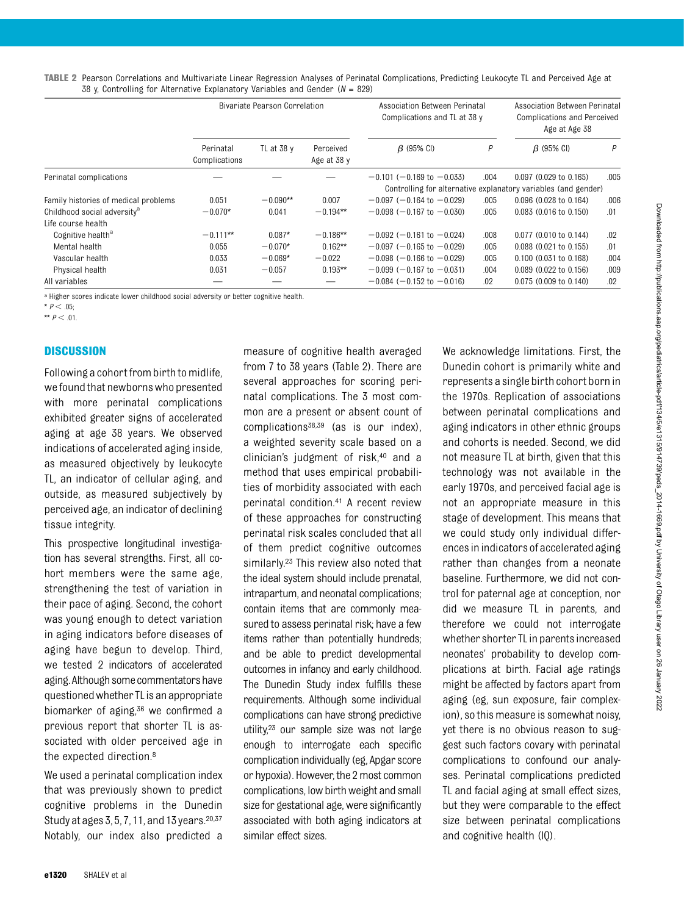**TABLE 2** Pearson Correlations and Multivariate Linear Regression Analyses of Perinatal Complications, Predicting Leukocyte TL and Perceived Age at 38 y, Controlling for Alternative Explanatory Variables and Gender ($N$ = 829)

| | Bivariate Pearson Correlation | | | Association Between Perinatal Complications and TL at 38 y | | Association Between Perinatal Complications and Perceived Age at Age 38 | |
|---|---|---|---|---|---|---|---|
| | Perinatal Complications | TL at 38 y | Perceived Age at 38 y | β (95% CI) | P | β (95% CI) | P |
| Perinatal complications | — | — | — | −0.101 (−0.169 to −0.033) | .004 | 0.097 (0.029 to 0.165) | .005 |
| | | | | Controlling for alternative explanatory variables (and gender) | | | |
| Family histories of medical problems | 0.051 | −0.090** | 0.007 | −0.097 (−0.164 to −0.029) | .005 | 0.096 (0.028 to 0.164) | .006 |
| Childhood social adversity[a] | −0.070* | 0.041 | −0.194** | −0.098 (−0.167 to −0.030) | .005 | 0.083 (0.016 to 0.150) | .01 |
| Life course health | | | | | | | |
| Cognitive health[a] | −0.111** | 0.087* | −0.186** | −0.092 (−0.161 to −0.024) | .008 | 0.077 (0.010 to 0.144) | .02 |
| Mental health | 0.055 | −0.070* | 0.162** | −0.097 (−0.165 to −0.029) | .005 | 0.088 (0.021 to 0.155) | .01 |
| Vascular health | 0.033 | −0.069* | −0.022 | −0.098 (−0.166 to −0.029) | .005 | 0.100 (0.031 to 0.168) | .004 |
| Physical health | 0.031 | −0.057 | 0.193** | −0.099 (−0.167 to −0.031) | .004 | 0.089 (0.022 to 0.156) | .009 |
| All variables | — | — | — | −0.084 (−0.152 to −0.016) | .02 | 0.075 (0.009 to 0.140) | .02 |

[a] Higher scores indicate lower childhood social adversity or better cognitive health.

* $P < .05$;

** $P < .01$.

## DISCUSSION

Following a cohort from birth to midlife, we found that newborns who presented with more perinatal complications exhibited greater signs of accelerated aging at age 38 years. We observed indications of accelerated aging inside, as measured objectively by leukocyte TL, an indicator of cellular aging, and outside, as measured subjectively by perceived age, an indicator of declining tissue integrity.

This prospective longitudinal investigation has several strengths. First, all cohort members were the same age, strengthening the test of variation in their pace of aging. Second, the cohort was young enough to detect variation in aging indicators before diseases of aging have begun to develop. Third, we tested 2 indicators of accelerated aging. Although some commentators have questioned whether TL is an appropriate biomarker of aging,[36] we confirmed a previous report that shorter TL is associated with older perceived age in the expected direction.[8]

We used a perinatal complication index that was previously shown to predict cognitive problems in the Dunedin Study at ages 3, 5, 7, 11, and 13 years.[20,37] Notably, our index also predicted a measure of cognitive health averaged from 7 to 38 years (Table 2). There are several approaches for scoring perinatal complications. The 3 most common are a present or absent count of complications[38,39] (as is our index), a weighted severity scale based on a clinician's judgment of risk,[40] and a method that uses empirical probabilities of morbidity associated with each perinatal condition.[41] A recent review of these approaches for constructing perinatal risk scales concluded that all of them predict cognitive outcomes similarly.[23] This review also noted that the ideal system should include prenatal, intrapartum, and neonatal complications; contain items that are commonly measured to assess perinatal risk; have a few items rather than potentially hundreds; and be able to predict developmental outcomes in infancy and early childhood. The Dunedin Study index fulfills these requirements. Although some individual complications can have strong predictive utility,[23] our sample size was not large enough to interrogate each specific complication individually (eg, Apgar score or hypoxia). However, the 2 most common complications, low birth weight and small size for gestational age, were significantly associated with both aging indicators at similar effect sizes.

We acknowledge limitations. First, the Dunedin cohort is primarily white and represents a single birth cohort born in the 1970s. Replication of associations between perinatal complications and aging indicators in other ethnic groups and cohorts is needed. Second, we did not measure TL at birth, given that this technology was not available in the early 1970s, and perceived facial age is not an appropriate measure in this stage of development. This means that we could study only individual differences in indicators of accelerated aging rather than changes from a neonate baseline. Furthermore, we did not control for paternal age at conception, nor did we measure TL in parents, and therefore we could not interrogate whether shorter TL in parents increased neonates' probability to develop complications at birth. Facial age ratings might be affected by factors apart from aging (eg, sun exposure, fair complexion), so this measure is somewhat noisy, yet there is no obvious reason to suggest such factors covary with perinatal complications to confound our analyses. Perinatal complications predicted TL and facial aging at small effect sizes, but they were comparable to the effect size between perinatal complications and cognitive health (IQ).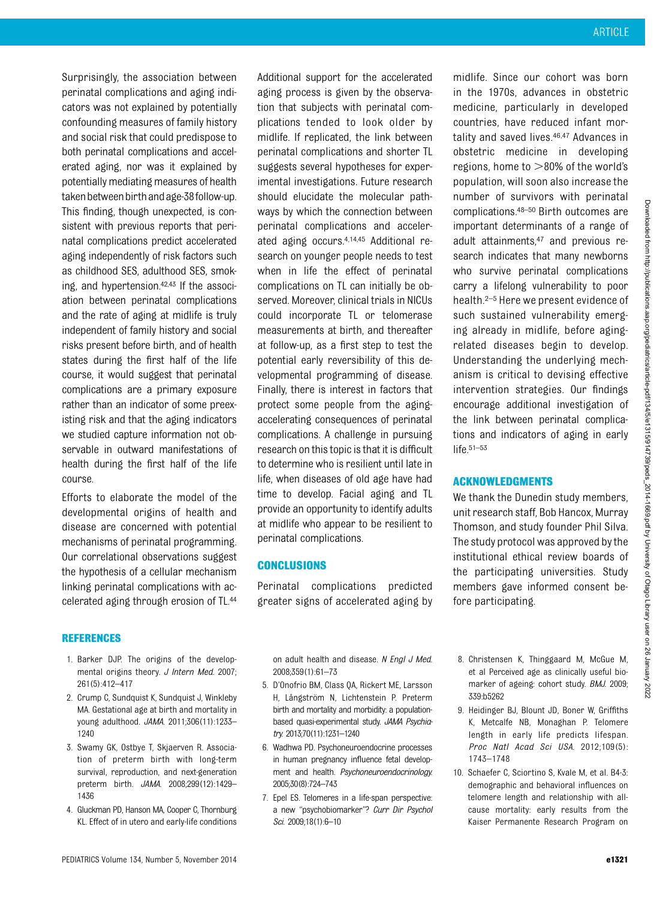Surprisingly, the association between perinatal complications and aging indicators was not explained by potentially confounding measures of family history and social risk that could predispose to both perinatal complications and accelerated aging, nor was it explained by potentially mediating measures of health taken between birth and age-38 follow-up. This finding, though unexpected, is consistent with previous reports that perinatal complications predict accelerated aging independently of risk factors such as childhood SES, adulthood SES, smoking, and hypertension.[42,43] If the association between perinatal complications and the rate of aging at midlife is truly independent of family history and social risks present before birth, and of health states during the first half of the life course, it would suggest that perinatal complications are a primary exposure rather than an indicator of some preexisting risk and that the aging indicators we studied capture information not observable in outward manifestations of health during the first half of the life course.

Efforts to elaborate the model of the developmental origins of health and disease are concerned with potential mechanisms of perinatal programming. Our correlational observations suggest the hypothesis of a cellular mechanism linking perinatal complications with accelerated aging through erosion of TL.[44] Additional support for the accelerated aging process is given by the observation that subjects with perinatal complications tended to look older by midlife. If replicated, the link between perinatal complications and shorter TL suggests several hypotheses for experimental investigations. Future research should elucidate the molecular pathways by which the connection between perinatal complications and accelerated aging occurs.[4,14,45] Additional research on younger people needs to test when in life the effect of perinatal complications on TL can initially be observed. Moreover, clinical trials in NICUs could incorporate TL or telomerase measurements at birth, and thereafter at follow-up, as a first step to test the potential early reversibility of this developmental programming of disease. Finally, there is interest in factors that protect some people from the aging-accelerating consequences of perinatal complications. A challenge in pursuing research on this topic is that it is difficult to determine who is resilient until late in life, when diseases of old age have had time to develop. Facial aging and TL provide an opportunity to identify adults at midlife who appear to be resilient to perinatal complications.

## CONCLUSIONS

Perinatal complications predicted greater signs of accelerated aging by midlife. Since our cohort was born in the 1970s, advances in obstetric medicine, particularly in developed countries, have reduced infant mortality and saved lives.[46,47] Advances in obstetric medicine in developing regions, home to >80% of the world's population, will soon also increase the number of survivors with perinatal complications.[48–50] Birth outcomes are important determinants of a range of adult attainments,[47] and previous research indicates that many newborns who survive perinatal complications carry a lifelong vulnerability to poor health.[2–5] Here we present evidence of such sustained vulnerability emerging already in midlife, before aging-related diseases begin to develop. Understanding the underlying mechanism is critical to devising effective intervention strategies. Our findings encourage additional investigation of the link between perinatal complications and indicators of aging in early life.[51–53]

## ACKNOWLEDGMENTS

We thank the Dunedin study members, unit research staff, Bob Hancox, Murray Thomson, and study founder Phil Silva. The study protocol was approved by the institutional ethical review boards of the participating universities. Study members gave informed consent before participating.

## REFERENCES

1. Barker DJP. The origins of the developmental origins theory. *J Intern Med*. 2007; 261(5):412–417
2. Crump C, Sundquist K, Sundquist J, Winkleby MA. Gestational age at birth and mortality in young adulthood. *JAMA*. 2011;306(11):1233–1240
3. Swamy GK, Ostbye T, Skjaerven R. Association of preterm birth with long-term survival, reproduction, and next-generation preterm birth. *JAMA*. 2008;299(12):1429–1436
4. Gluckman PD, Hanson MA, Cooper C, Thornburg KL. Effect of in utero and early-life conditions on adult health and disease. *N Engl J Med*. 2008;359(1):61–73
5. D'Onofrio BM, Class QA, Rickert ME, Larsson H, Långström N, Lichtenstein P. Preterm birth and mortality and morbidity: a population-based quasi-experimental study. *JAMA Psychiatry*. 2013;70(11):1231–1240
6. Wadhwa PD. Psychoneuroendocrine processes in human pregnancy influence fetal development and health. *Psychoneuroendocrinology*. 2005;30(8):724–743
7. Epel ES. Telomeres in a life-span perspective: a new "psychobiomarker"? *Curr Dir Psychol Sci*. 2009;18(1):6–10
8. Christensen K, Thinggaard M, McGue M, et al Perceived age as clinically useful biomarker of ageing: cohort study. *BMJ*. 2009; 339:b5262
9. Heidinger BJ, Blount JD, Boner W, Griffiths K, Metcalfe NB, Monaghan P. Telomere length in early life predicts lifespan. *Proc Natl Acad Sci USA*. 2012;109(5): 1743–1748
10. Schaefer C, Sciortino S, Kvale M, et al. B4-3: demographic and behavioral influences on telomere length and relationship with all-cause mortality: early results from the Kaiser Permanente Research Program on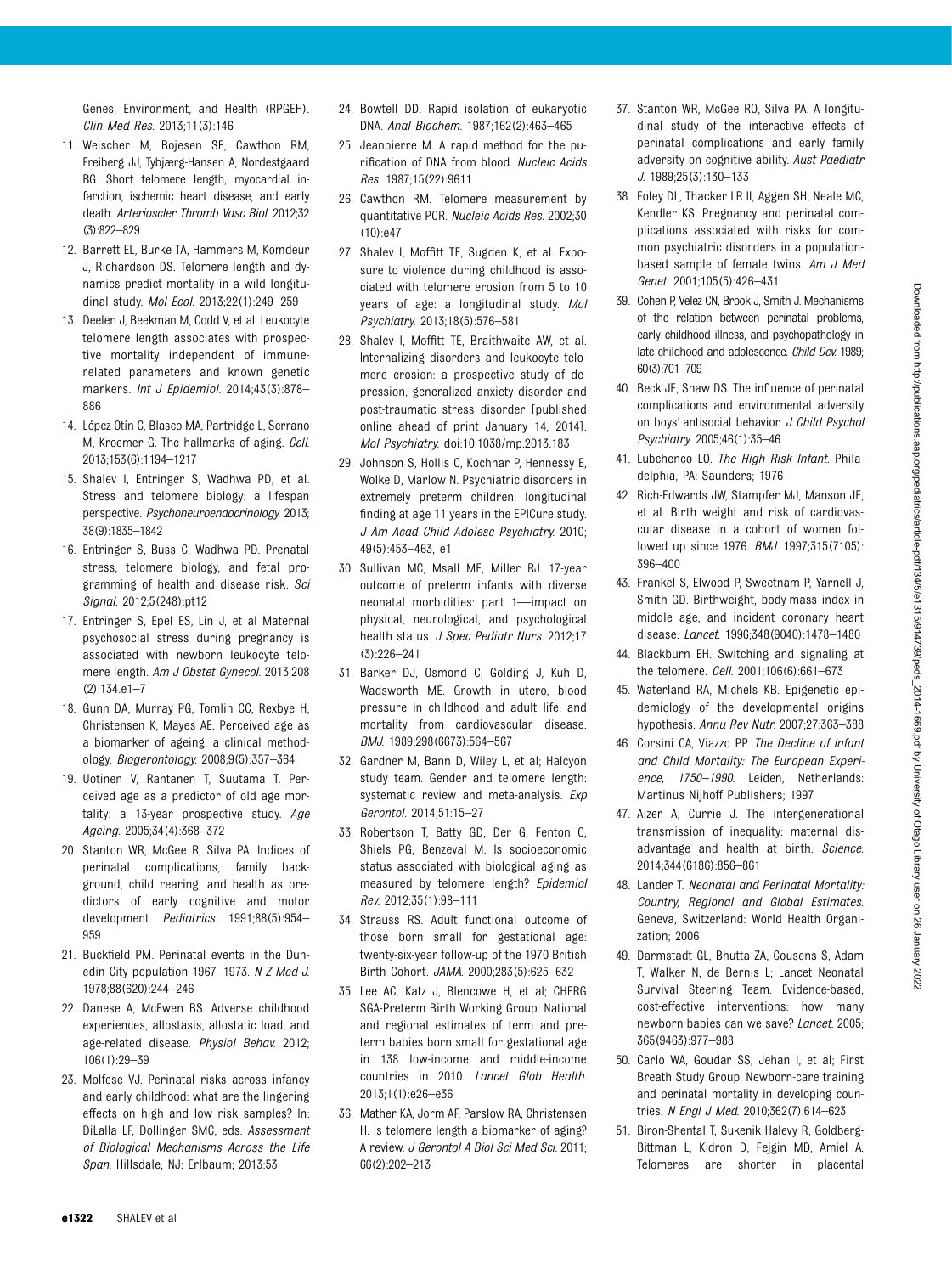Genes, Environment, and Health (RPGEH). *Clin Med Res.* 2013;11(3):146

11. Weischer M, Bojesen SE, Cawthon RM, Freiberg JJ, Tybjærg-Hansen A, Nordestgaard BG. Short telomere length, myocardial infarction, ischemic heart disease, and early death. *Arterioscler Thromb Vasc Biol.* 2012;32(3):822–829
12. Barrett EL, Burke TA, Hammers M, Komdeur J, Richardson DS. Telomere length and dynamics predict mortality in a wild longitudinal study. *Mol Ecol.* 2013;22(1):249–259
13. Deelen J, Beekman M, Codd V, et al. Leukocyte telomere length associates with prospective mortality independent of immune-related parameters and known genetic markers. *Int J Epidemiol.* 2014;43(3):878–886
14. López-Otín C, Blasco MA, Partridge L, Serrano M, Kroemer G. The hallmarks of aging. *Cell.* 2013;153(6):1194–1217
15. Shalev I, Entringer S, Wadhwa PD, et al. Stress and telomere biology: a lifespan perspective. *Psychoneuroendocrinology.* 2013;38(9):1835–1842
16. Entringer S, Buss C, Wadhwa PD. Prenatal stress, telomere biology, and fetal programming of health and disease risk. *Sci Signal.* 2012;5(248):pt12
17. Entringer S, Epel ES, Lin J, et al Maternal psychosocial stress during pregnancy is associated with newborn leukocyte telomere length. *Am J Obstet Gynecol.* 2013;208(2):134.e1–7
18. Gunn DA, Murray PG, Tomlin CC, Rexbye H, Christensen K, Mayes AE. Perceived age as a biomarker of ageing: a clinical methodology. *Biogerontology.* 2008;9(5):357–364
19. Uotinen V, Rantanen T, Suutama T. Perceived age as a predictor of old age mortality: a 13-year prospective study. *Age Ageing.* 2005;34(4):368–372
20. Stanton WR, McGee R, Silva PA. Indices of perinatal complications, family background, child rearing, and health as predictors of early cognitive and motor development. *Pediatrics.* 1991;88(5):954–959
21. Buckfield PM. Perinatal events in the Dunedin City population 1967–1973. *N Z Med J.* 1978;88(620):244–246
22. Danese A, McEwen BS. Adverse childhood experiences, allostasis, allostatic load, and age-related disease. *Physiol Behav.* 2012;106(1):29–39
23. Molfese VJ. Perinatal risks across infancy and early childhood: what are the lingering effects on high and low risk samples? In: DiLalla LF, Dollinger SMC, eds. *Assessment of Biological Mechanisms Across the Life Span.* Hillsdale, NJ: Erlbaum; 2013:53
24. Bowtell DD. Rapid isolation of eukaryotic DNA. *Anal Biochem.* 1987;162(2):463–465
25. Jeanpierre M. A rapid method for the purification of DNA from blood. *Nucleic Acids Res.* 1987;15(22):9611
26. Cawthon RM. Telomere measurement by quantitative PCR. *Nucleic Acids Res.* 2002;30(10):e47
27. Shalev I, Moffitt TE, Sugden K, et al. Exposure to violence during childhood is associated with telomere erosion from 5 to 10 years of age: a longitudinal study. *Mol Psychiatry.* 2013;18(5):576–581
28. Shalev I, Moffitt TE, Braithwaite AW, et al. Internalizing disorders and leukocyte telomere erosion: a prospective study of depression, generalized anxiety disorder and post-traumatic stress disorder [published online ahead of print January 14, 2014]. *Mol Psychiatry.* doi:10.1038/mp.2013.183
29. Johnson S, Hollis C, Kochhar P, Hennessy E, Wolke D, Marlow N. Psychiatric disorders in extremely preterm children: longitudinal finding at age 11 years in the EPICure study. *J Am Acad Child Adolesc Psychiatry.* 2010;49(5):453–463, e1
30. Sullivan MC, Msall ME, Miller RJ. 17-year outcome of preterm infants with diverse neonatal morbidities: part 1—impact on physical, neurological, and psychological health status. *J Spec Pediatr Nurs.* 2012;17(3):226–241
31. Barker DJ, Osmond C, Golding J, Kuh D, Wadsworth ME. Growth in utero, blood pressure in childhood and adult life, and mortality from cardiovascular disease. *BMJ.* 1989;298(6673):564–567
32. Gardner M, Bann D, Wiley L, et al; Halcyon study team. Gender and telomere length: systematic review and meta-analysis. *Exp Gerontol.* 2014;51:15–27
33. Robertson T, Batty GD, Der G, Fenton C, Shiels PG, Benzeval M. Is socioeconomic status associated with biological aging as measured by telomere length? *Epidemiol Rev.* 2012;35(1):98–111
34. Strauss RS. Adult functional outcome of those born small for gestational age: twenty-six-year follow-up of the 1970 British Birth Cohort. *JAMA.* 2000;283(5):625–632
35. Lee AC, Katz J, Blencowe H, et al; CHERG SGA-Preterm Birth Working Group. National and regional estimates of term and preterm babies born small for gestational age in 138 low-income and middle-income countries in 2010. *Lancet Glob Health.* 2013;1(1):e26–e36
36. Mather KA, Jorm AF, Parslow RA, Christensen H. Is telomere length a biomarker of aging? A review. *J Gerontol A Biol Sci Med Sci.* 2011;66(2):202–213
37. Stanton WR, McGee RO, Silva PA. A longitudinal study of the interactive effects of perinatal complications and early family adversity on cognitive ability. *Aust Paediatr J.* 1989;25(3):130–133
38. Foley DL, Thacker LR II, Aggen SH, Neale MC, Kendler KS. Pregnancy and perinatal complications associated with risks for common psychiatric disorders in a population-based sample of female twins. *Am J Med Genet.* 2001;105(5):426–431
39. Cohen P, Velez CN, Brook J, Smith J. Mechanisms of the relation between perinatal problems, early childhood illness, and psychopathology in late childhood and adolescence. *Child Dev.* 1989;60(3):701–709
40. Beck JE, Shaw DS. The influence of perinatal complications and environmental adversity on boys' antisocial behavior. *J Child Psychol Psychiatry.* 2005;46(1):35–46
41. Lubchenco LO. *The High Risk Infant.* Philadelphia, PA: Saunders; 1976
42. Rich-Edwards JW, Stampfer MJ, Manson JE, et al. Birth weight and risk of cardiovascular disease in a cohort of women followed up since 1976. *BMJ.* 1997;315(7105):396–400
43. Frankel S, Elwood P, Sweetnam P, Yarnell J, Smith GD. Birthweight, body-mass index in middle age, and incident coronary heart disease. *Lancet.* 1996;348(9040):1478–1480
44. Blackburn EH. Switching and signaling at the telomere. *Cell.* 2001;106(6):661–673
45. Waterland RA, Michels KB. Epigenetic epidemiology of the developmental origins hypothesis. *Annu Rev Nutr.* 2007;27:363–388
46. Corsini CA, Viazzo PP. *The Decline of Infant and Child Mortality: The European Experience, 1750–1990.* Leiden, Netherlands: Martinus Nijhoff Publishers; 1997
47. Aizer A, Currie J. The intergenerational transmission of inequality: maternal disadvantage and health at birth. *Science.* 2014;344(6186):856–861
48. Lander T. *Neonatal and Perinatal Mortality: Country, Regional and Global Estimates.* Geneva, Switzerland: World Health Organization; 2006
49. Darmstadt GL, Bhutta ZA, Cousens S, Adam T, Walker N, de Bernis L; Lancet Neonatal Survival Steering Team. Evidence-based, cost-effective interventions: how many newborn babies can we save? *Lancet.* 2005;365(9463):977–988
50. Carlo WA, Goudar SS, Jehan I, et al; First Breath Study Group. Newborn-care training and perinatal mortality in developing countries. *N Engl J Med.* 2010;362(7):614–623
51. Biron-Shental T, Sukenik Halevy R, Goldberg-Bittman L, Kidron D, Fejgin MD, Amiel A. Telomeres are shorter in placental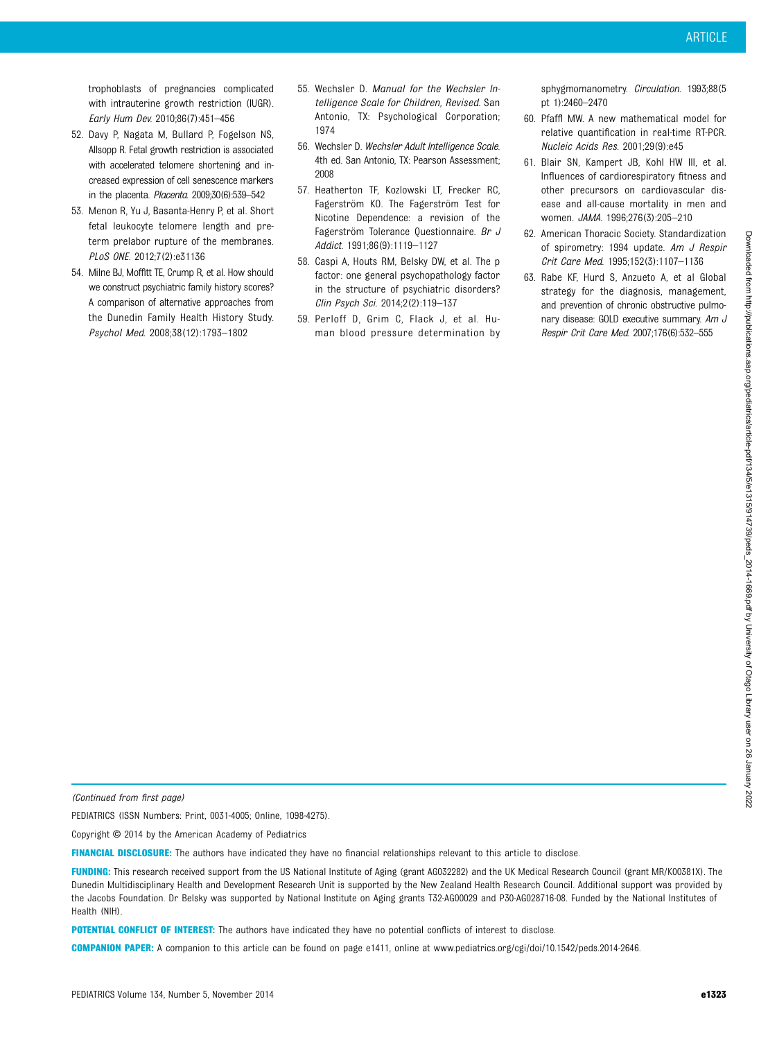trophoblasts of pregnancies complicated with intrauterine growth restriction (IUGR). *Early Hum Dev*. 2010;86(7):451–456

52. Davy P, Nagata M, Bullard P, Fogelson NS, Allsopp R. Fetal growth restriction is associated with accelerated telomere shortening and increased expression of cell senescence markers in the placenta. *Placenta*. 2009;30(6):539–542
53. Menon R, Yu J, Basanta-Henry P, et al. Short fetal leukocyte telomere length and preterm prelabor rupture of the membranes. *PLoS ONE*. 2012;7(2):e31136
54. Milne BJ, Moffitt TE, Crump R, et al. How should we construct psychiatric family history scores? A comparison of alternative approaches from the Dunedin Family Health History Study. *Psychol Med*. 2008;38(12):1793–1802
55. Wechsler D. *Manual for the Wechsler Intelligence Scale for Children, Revised*. San Antonio, TX: Psychological Corporation; 1974
56. Wechsler D. *Wechsler Adult Intelligence Scale*. 4th ed. San Antonio, TX: Pearson Assessment; 2008
57. Heatherton TF, Kozlowski LT, Frecker RC, Fagerström KO. The Fagerström Test for Nicotine Dependence: a revision of the Fagerström Tolerance Questionnaire. *Br J Addict*. 1991;86(9):1119–1127
58. Caspi A, Houts RM, Belsky DW, et al. The p factor: one general psychopathology factor in the structure of psychiatric disorders? *Clin Psych Sci*. 2014;2(2):119–137
59. Perloff D, Grim C, Flack J, et al. Human blood pressure determination by sphygmomanometry. *Circulation*. 1993;88(5 pt 1):2460–2470
60. Pfaffl MW. A new mathematical model for relative quantification in real-time RT-PCR. *Nucleic Acids Res*. 2001;29(9):e45
61. Blair SN, Kampert JB, Kohl HW III, et al. Influences of cardiorespiratory fitness and other precursors on cardiovascular disease and all-cause mortality in men and women. *JAMA*. 1996;276(3):205–210
62. American Thoracic Society. Standardization of spirometry: 1994 update. *Am J Respir Crit Care Med*. 1995;152(3):1107–1136
63. Rabe KF, Hurd S, Anzueto A, et al Global strategy for the diagnosis, management, and prevention of chronic obstructive pulmonary disease: GOLD executive summary. *Am J Respir Crit Care Med*. 2007;176(6):532–555

*(Continued from first page)*

PEDIATRICS (ISSN Numbers: Print, 0031-4005; Online, 1098-4275).

Copyright © 2014 by the American Academy of Pediatrics

**FINANCIAL DISCLOSURE:** The authors have indicated they have no financial relationships relevant to this article to disclose.

**FUNDING:** This research received support from the US National Institute of Aging (grant AG032282) and the UK Medical Research Council (grant MR/K00381X). The Dunedin Multidisciplinary Health and Development Research Unit is supported by the New Zealand Health Research Council. Additional support was provided by the Jacobs Foundation. Dr Belsky was supported by National Institute on Aging grants T32-AG00029 and P30-AG028716-08. Funded by the National Institutes of Health (NIH).

**POTENTIAL CONFLICT OF INTEREST:** The authors have indicated they have no potential conflicts of interest to disclose.

**COMPANION PAPER:** A companion to this article can be found on page e1411, online at www.pediatrics.org/cgi/doi/10.1542/peds.2014-2646.